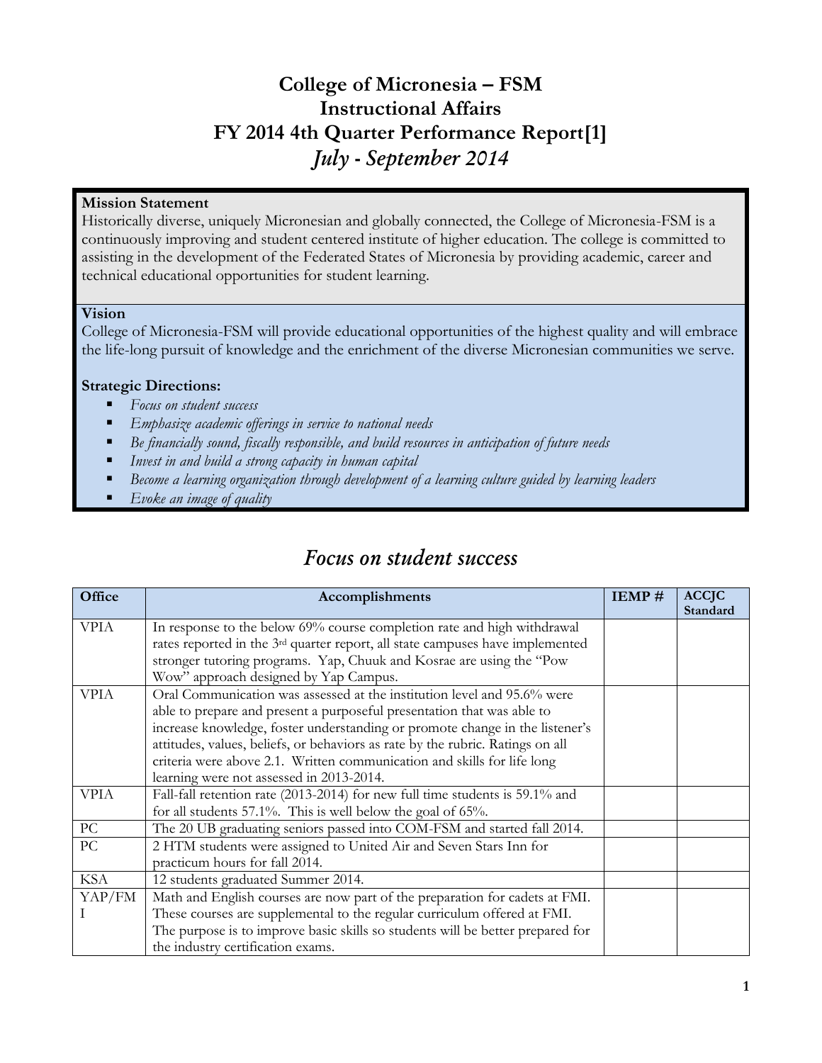# College of Micronesia – FSM
# Instructional Affairs
# FY 2014 4th Quarter Performance Report[1]
## *July - September 2014*

**Mission Statement**
Historically diverse, uniquely Micronesian and globally connected, the College of Micronesia-FSM is a continuously improving and student centered institute of higher education. The college is committed to assisting in the development of the Federated States of Micronesia by providing academic, career and technical educational opportunities for student learning.

**Vision**
College of Micronesia-FSM will provide educational opportunities of the highest quality and will embrace the life-long pursuit of knowledge and the enrichment of the diverse Micronesian communities we serve.

**Strategic Directions:**

- *Focus on student success*
- *Emphasize academic offerings in service to national needs*
- *Be financially sound, fiscally responsible, and build resources in anticipation of future needs*
- *Invest in and build a strong capacity in human capital*
- *Become a learning organization through development of a learning culture guided by learning leaders*
- *Evoke an image of quality*

## *Focus on student success*

| Office | Accomplishments | IEMP # | ACCJC Standard |
|---|---|---|---|
| VPIA | In response to the below 69% course completion rate and high withdrawal rates reported in the 3rd quarter report, all state campuses have implemented stronger tutoring programs. Yap, Chuuk and Kosrae are using the "Pow Wow" approach designed by Yap Campus. | | |
| VPIA | Oral Communication was assessed at the institution level and 95.6% were able to prepare and present a purposeful presentation that was able to increase knowledge, foster understanding or promote change in the listener's attitudes, values, beliefs, or behaviors as rate by the rubric. Ratings on all criteria were above 2.1. Written communication and skills for life long learning were not assessed in 2013-2014. | | |
| VPIA | Fall-fall retention rate (2013-2014) for new full time students is 59.1% and for all students 57.1%. This is well below the goal of 65%. | | |
| PC | The 20 UB graduating seniors passed into COM-FSM and started fall 2014. | | |
| PC | 2 HTM students were assigned to United Air and Seven Stars Inn for practicum hours for fall 2014. | | |
| KSA | 12 students graduated Summer 2014. | | |
| YAP/FMI | Math and English courses are now part of the preparation for cadets at FMI. These courses are supplemental to the regular curriculum offered at FMI. The purpose is to improve basic skills so students will be better prepared for the industry certification exams. | | |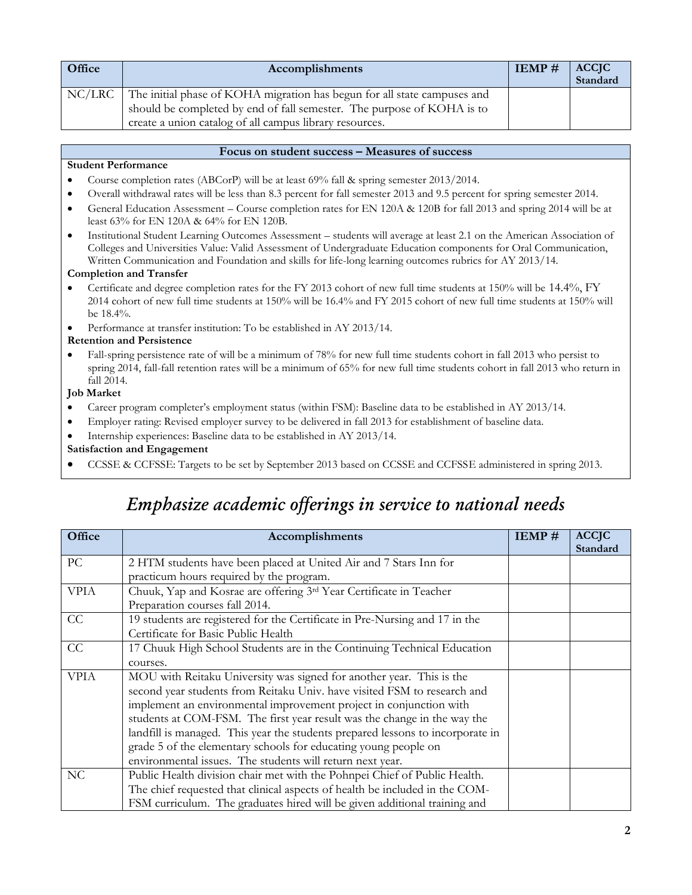| Office | Accomplishments | IEMP # | ACCJC Standard |
|---|---|---|---|
| NC/LRC | The initial phase of KOHA migration has begun for all state campuses and should be completed by end of fall semester. The purpose of KOHA is to create a union catalog of all campus library resources. | | |

**Focus on student success – Measures of success**

**Student Performance**

- Course completion rates (ABCorP) will be at least 69% fall & spring semester 2013/2014.
- Overall withdrawal rates will be less than 8.3 percent for fall semester 2013 and 9.5 percent for spring semester 2014.
- General Education Assessment – Course completion rates for EN 120A & 120B for fall 2013 and spring 2014 will be at least 63% for EN 120A & 64% for EN 120B.
- Institutional Student Learning Outcomes Assessment – students will average at least 2.1 on the American Association of Colleges and Universities Value: Valid Assessment of Undergraduate Education components for Oral Communication, Written Communication and Foundation and skills for life-long learning outcomes rubrics for AY 2013/14.

**Completion and Transfer**

- Certificate and degree completion rates for the FY 2013 cohort of new full time students at 150% will be 14.4%, FY 2014 cohort of new full time students at 150% will be 16.4% and FY 2015 cohort of new full time students at 150% will be 18.4%.
- Performance at transfer institution: To be established in AY 2013/14.

**Retention and Persistence**

- Fall-spring persistence rate of will be a minimum of 78% for new full time students cohort in fall 2013 who persist to spring 2014, fall-fall retention rates will be a minimum of 65% for new full time students cohort in fall 2013 who return in fall 2014.

**Job Market**

- Career program completer's employment status (within FSM): Baseline data to be established in AY 2013/14.
- Employer rating: Revised employer survey to be delivered in fall 2013 for establishment of baseline data.
- Internship experiences: Baseline data to be established in AY 2013/14.

**Satisfaction and Engagement**

- CCSSE & CCFSSE: Targets to be set by September 2013 based on CCSSE and CCFSSE administered in spring 2013.

# *Emphasize academic offerings in service to national needs*

| Office | Accomplishments | IEMP # | ACCJC Standard |
|---|---|---|---|
| PC | 2 HTM students have been placed at United Air and 7 Stars Inn for practicum hours required by the program. | | |
| VPIA | Chuuk, Yap and Kosrae are offering 3rd Year Certificate in Teacher Preparation courses fall 2014. | | |
| CC | 19 students are registered for the Certificate in Pre-Nursing and 17 in the Certificate for Basic Public Health | | |
| CC | 17 Chuuk High School Students are in the Continuing Technical Education courses. | | |
| VPIA | MOU with Reitaku University was signed for another year. This is the second year students from Reitaku Univ. have visited FSM to research and implement an environmental improvement project in conjunction with students at COM-FSM. The first year result was the change in the way the landfill is managed. This year the students prepared lessons to incorporate in grade 5 of the elementary schools for educating young people on environmental issues. The students will return next year. | | |
| NC | Public Health division chair met with the Pohnpei Chief of Public Health. The chief requested that clinical aspects of health be included in the COM-FSM curriculum. The graduates hired will be given additional training and | | |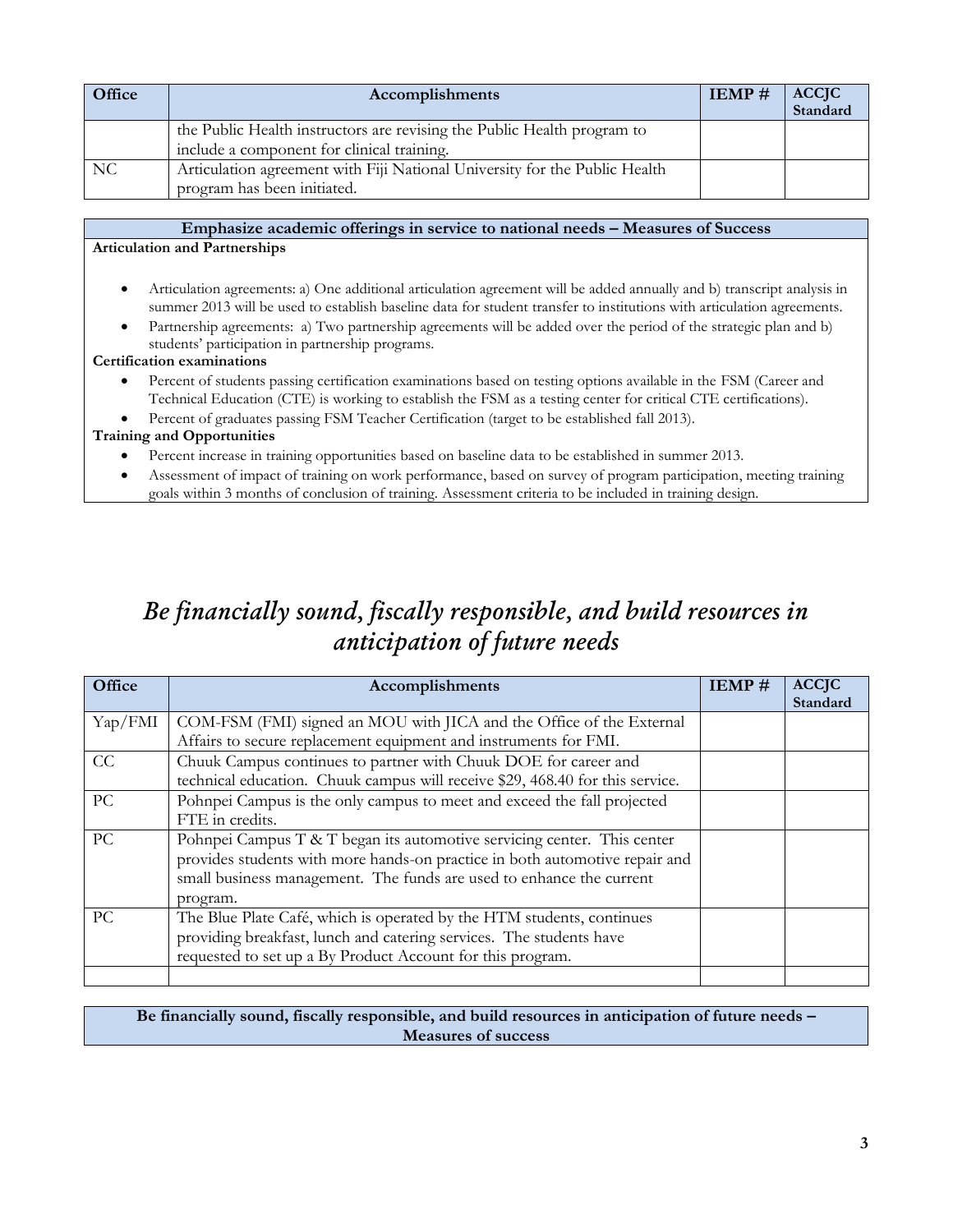| Office | Accomplishments | IEMP # | ACCJC Standard |
|---|---|---|---|
| | the Public Health instructors are revising the Public Health program to include a component for clinical training. | | |
| NC | Articulation agreement with Fiji National University for the Public Health program has been initiated. | | |

**Emphasize academic offerings in service to national needs – Measures of Success**

**Articulation and Partnerships**

- Articulation agreements: a) One additional articulation agreement will be added annually and b) transcript analysis in summer 2013 will be used to establish baseline data for student transfer to institutions with articulation agreements.
- Partnership agreements: a) Two partnership agreements will be added over the period of the strategic plan and b) students' participation in partnership programs.

**Certification examinations**

- Percent of students passing certification examinations based on testing options available in the FSM (Career and Technical Education (CTE) is working to establish the FSM as a testing center for critical CTE certifications).
- Percent of graduates passing FSM Teacher Certification (target to be established fall 2013).

**Training and Opportunities**

- Percent increase in training opportunities based on baseline data to be established in summer 2013.
- Assessment of impact of training on work performance, based on survey of program participation, meeting training goals within 3 months of conclusion of training. Assessment criteria to be included in training design.

# *Be financially sound, fiscally responsible, and build resources in anticipation of future needs*

| Office | Accomplishments | IEMP # | ACCJC Standard |
|---|---|---|---|
| Yap/FMI | COM-FSM (FMI) signed an MOU with JICA and the Office of the External Affairs to secure replacement equipment and instruments for FMI. | | |
| CC | Chuuk Campus continues to partner with Chuuk DOE for career and technical education. Chuuk campus will receive $29, 468.40 for this service. | | |
| PC | Pohnpei Campus is the only campus to meet and exceed the fall projected FTE in credits. | | |
| PC | Pohnpei Campus T & T began its automotive servicing center. This center provides students with more hands-on practice in both automotive repair and small business management. The funds are used to enhance the current program. | | |
| PC | The Blue Plate Café, which is operated by the HTM students, continues providing breakfast, lunch and catering services. The students have requested to set up a By Product Account for this program. | | |
| | | | |

**Be financially sound, fiscally responsible, and build resources in anticipation of future needs – Measures of success**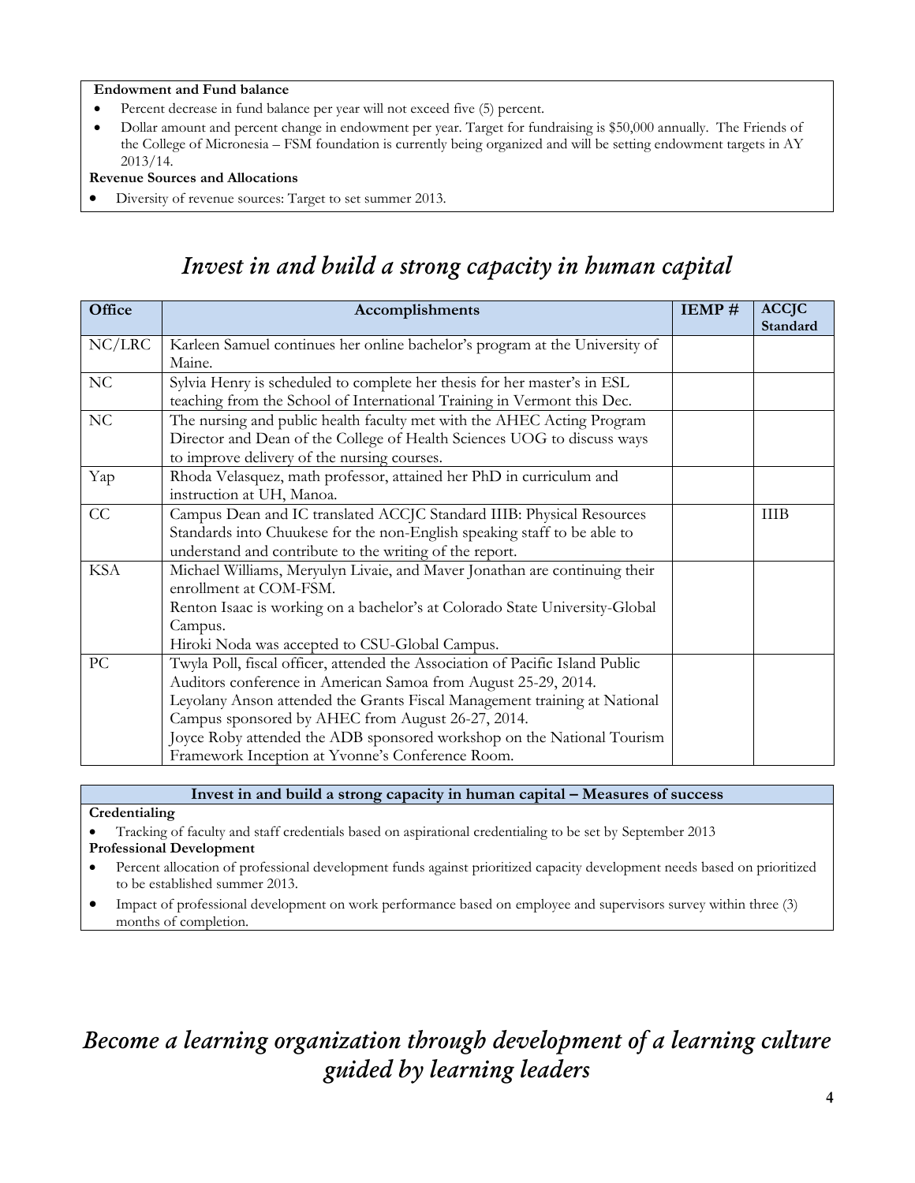**Endowment and Fund balance**

- Percent decrease in fund balance per year will not exceed five (5) percent.
- Dollar amount and percent change in endowment per year. Target for fundraising is $50,000 annually. The Friends of the College of Micronesia – FSM foundation is currently being organized and will be setting endowment targets in AY 2013/14.

**Revenue Sources and Allocations**

- Diversity of revenue sources: Target to set summer 2013.

# *Invest in and build a strong capacity in human capital*

| Office | Accomplishments | IEMP # | ACCJC Standard |
|---|---|---|---|
| NC/LRC | Karleen Samuel continues her online bachelor's program at the University of Maine. | | |
| NC | Sylvia Henry is scheduled to complete her thesis for her master's in ESL teaching from the School of International Training in Vermont this Dec. | | |
| NC | The nursing and public health faculty met with the AHEC Acting Program Director and Dean of the College of Health Sciences UOG to discuss ways to improve delivery of the nursing courses. | | |
| Yap | Rhoda Velasquez, math professor, attained her PhD in curriculum and instruction at UH, Manoa. | | |
| CC | Campus Dean and IC translated ACCJC Standard IIIB: Physical Resources Standards into Chuukese for the non-English speaking staff to be able to understand and contribute to the writing of the report. | | IIIB |
| KSA | Michael Williams, Meryulyn Livaie, and Maver Jonathan are continuing their enrollment at COM-FSM.<br>Renton Isaac is working on a bachelor's at Colorado State University-Global Campus.<br>Hiroki Noda was accepted to CSU-Global Campus. | | |
| PC | Twyla Poll, fiscal officer, attended the Association of Pacific Island Public Auditors conference in American Samoa from August 25-29, 2014.<br>Leyolany Anson attended the Grants Fiscal Management training at National Campus sponsored by AHEC from August 26-27, 2014.<br>Joyce Roby attended the ADB sponsored workshop on the National Tourism Framework Inception at Yvonne's Conference Room. | | |

**Invest in and build a strong capacity in human capital – Measures of success**

**Credentialing**

- Tracking of faculty and staff credentials based on aspirational credentialing to be set by September 2013

**Professional Development**

- Percent allocation of professional development funds against prioritized capacity development needs based on prioritized to be established summer 2013.
- Impact of professional development on work performance based on employee and supervisors survey within three (3) months of completion.

# *Become a learning organization through development of a learning culture guided by learning leaders*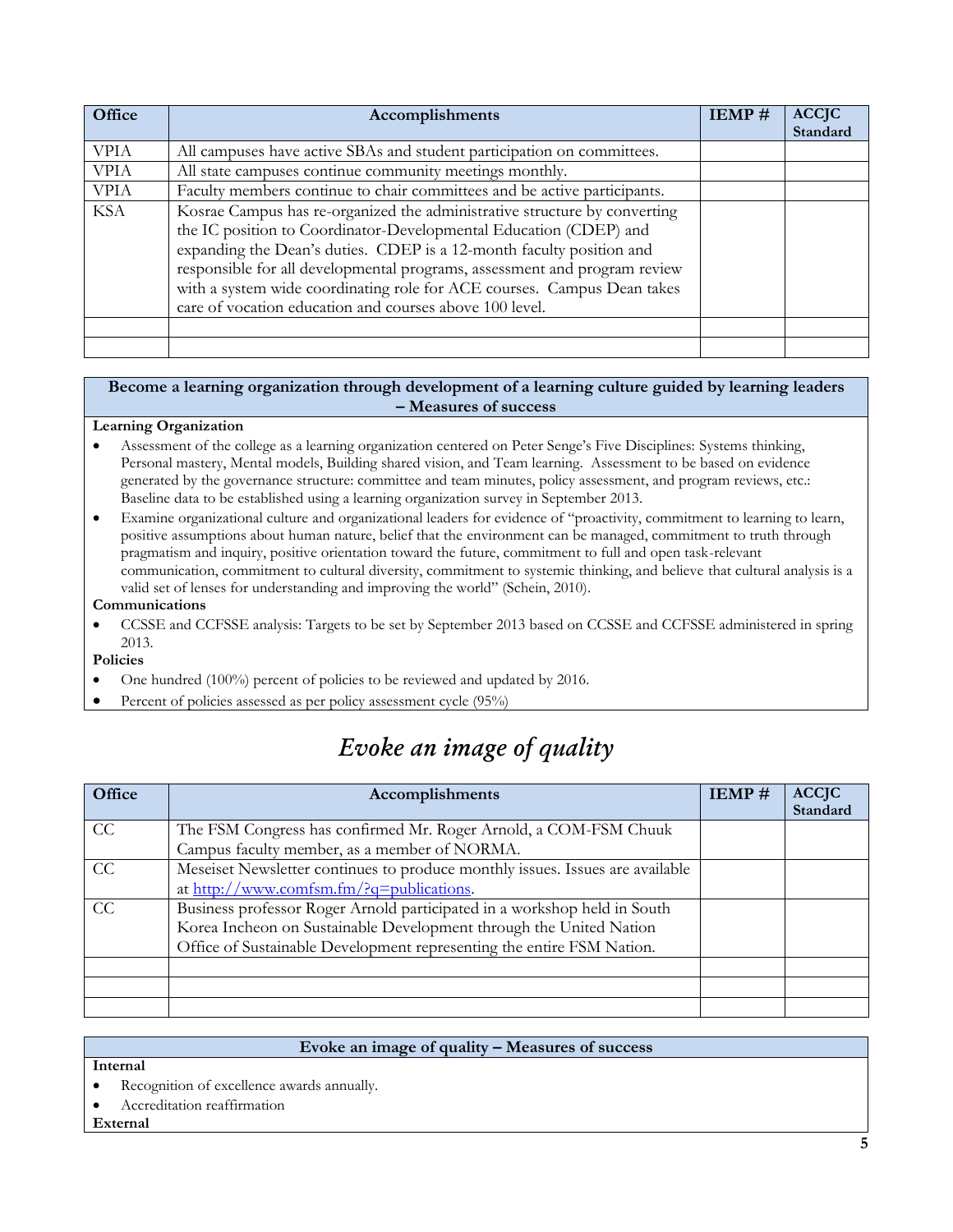| Office | Accomplishments | IEMP # | ACCJC Standard |
|---|---|---|---|
| VPIA | All campuses have active SBAs and student participation on committees. | | |
| VPIA | All state campuses continue community meetings monthly. | | |
| VPIA | Faculty members continue to chair committees and be active participants. | | |
| KSA | Kosrae Campus has re-organized the administrative structure by converting the IC position to Coordinator-Developmental Education (CDEP) and expanding the Dean's duties. CDEP is a 12-month faculty position and responsible for all developmental programs, assessment and program review with a system wide coordinating role for ACE courses. Campus Dean takes care of vocation education and courses above 100 level. | | |
| | | | |
| | | | |

**Become a learning organization through development of a learning culture guided by learning leaders – Measures of success**

**Learning Organization**

- Assessment of the college as a learning organization centered on Peter Senge's Five Disciplines: Systems thinking, Personal mastery, Mental models, Building shared vision, and Team learning. Assessment to be based on evidence generated by the governance structure: committee and team minutes, policy assessment, and program reviews, etc.: Baseline data to be established using a learning organization survey in September 2013.
- Examine organizational culture and organizational leaders for evidence of "proactivity, commitment to learning to learn, positive assumptions about human nature, belief that the environment can be managed, commitment to truth through pragmatism and inquiry, positive orientation toward the future, commitment to full and open task-relevant communication, commitment to cultural diversity, commitment to systemic thinking, and believe that cultural analysis is a valid set of lenses for understanding and improving the world" (Schein, 2010).

**Communications**

- CCSSE and CCFSSE analysis: Targets to be set by September 2013 based on CCSSE and CCFSSE administered in spring 2013.

**Policies**

- One hundred (100%) percent of policies to be reviewed and updated by 2016.
- Percent of policies assessed as per policy assessment cycle (95%)

# *Evoke an image of quality*

| Office | Accomplishments | IEMP # | ACCJC Standard |
|---|---|---|---|
| CC | The FSM Congress has confirmed Mr. Roger Arnold, a COM-FSM Chuuk Campus faculty member, as a member of NORMA. | | |
| CC | Meseiset Newsletter continues to produce monthly issues. Issues are available at http://www.comfsm.fm/?q=publications. | | |
| CC | Business professor Roger Arnold participated in a workshop held in South Korea Incheon on Sustainable Development through the United Nation Office of Sustainable Development representing the entire FSM Nation. | | |
| | | | |
| | | | |
| | | | |

**Evoke an image of quality – Measures of success**

**Internal**

- Recognition of excellence awards annually.
- Accreditation reaffirmation

**External**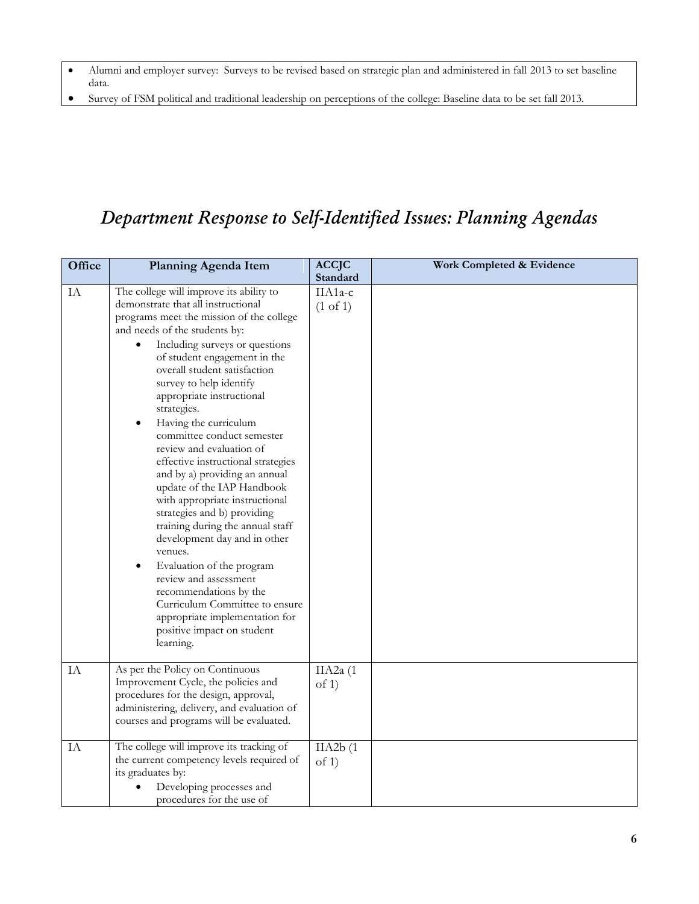- Alumni and employer survey: Surveys to be revised based on strategic plan and administered in fall 2013 to set baseline data.
- Survey of FSM political and traditional leadership on perceptions of the college: Baseline data to be set fall 2013.

# *Department Response to Self-Identified Issues: Planning Agendas*

| Office | Planning Agenda Item | ACCJC Standard | Work Completed & Evidence |
|---|---|---|---|
| IA | The college will improve its ability to demonstrate that all instructional programs meet the mission of the college and needs of the students by:<br>• Including surveys or questions of student engagement in the overall student satisfaction survey to help identify appropriate instructional strategies.<br>• Having the curriculum committee conduct semester review and evaluation of effective instructional strategies and by a) providing an annual update of the IAP Handbook with appropriate instructional strategies and b) providing training during the annual staff development day and in other venues.<br>• Evaluation of the program review and assessment recommendations by the Curriculum Committee to ensure appropriate implementation for positive impact on student learning. | IIA1a-c (1 of 1) | |
| IA | As per the Policy on Continuous Improvement Cycle, the policies and procedures for the design, approval, administering, delivery, and evaluation of courses and programs will be evaluated. | IIA2a (1 of 1) | |
| IA | The college will improve its tracking of the current competency levels required of its graduates by:<br>• Developing processes and procedures for the use of | IIA2b (1 of 1) | |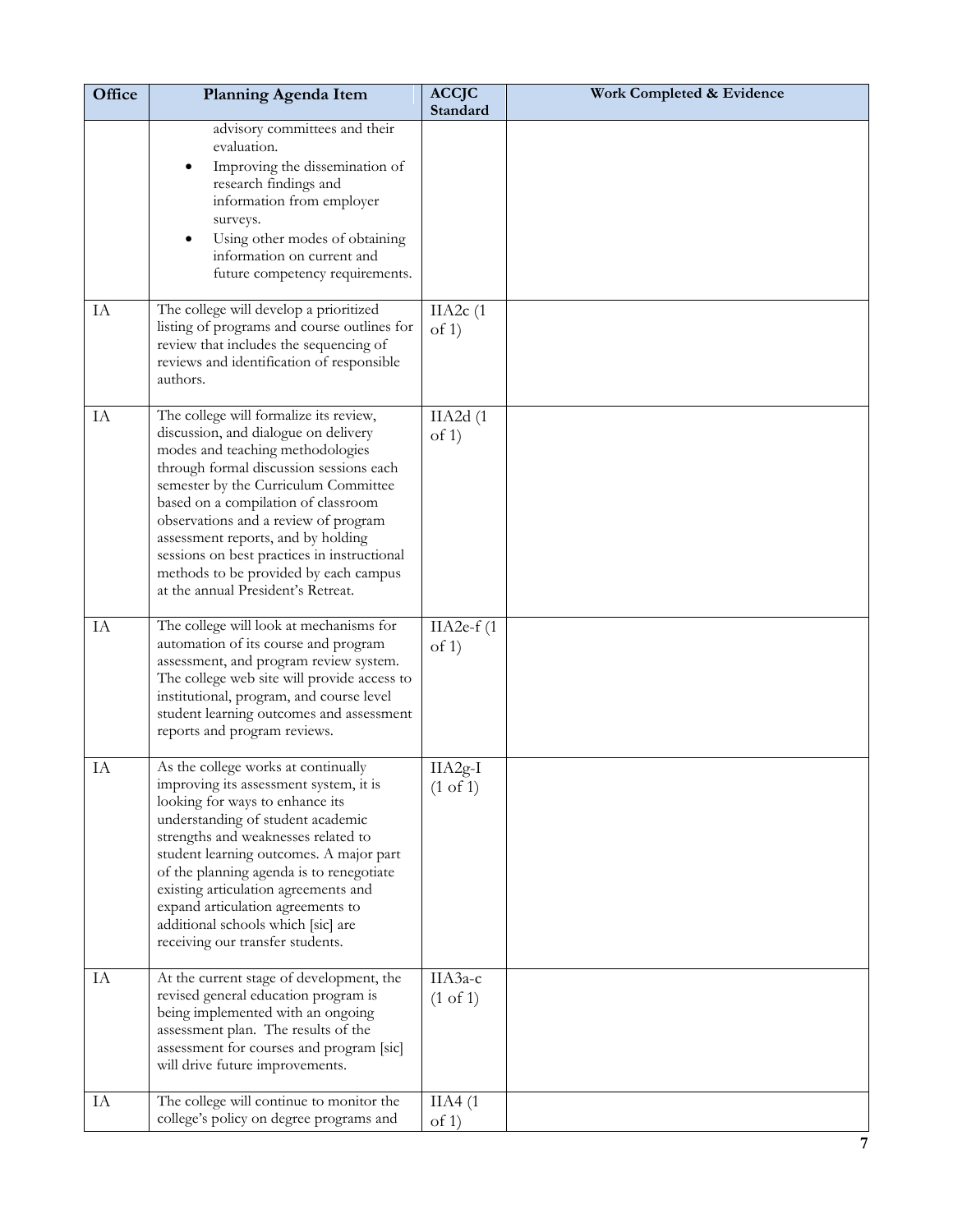| Office | Planning Agenda Item | ACCJC Standard | Work Completed & Evidence |
| --- | --- | --- | --- |
| | advisory committees and their evaluation.<br>• Improving the dissemination of research findings and information from employer surveys.<br>• Using other modes of obtaining information on current and future competency requirements. | | |
| IA | The college will develop a prioritized listing of programs and course outlines for review that includes the sequencing of reviews and identification of responsible authors. | IIA2c (1 of 1) | |
| IA | The college will formalize its review, discussion, and dialogue on delivery modes and teaching methodologies through formal discussion sessions each semester by the Curriculum Committee based on a compilation of classroom observations and a review of program assessment reports, and by holding sessions on best practices in instructional methods to be provided by each campus at the annual President's Retreat. | IIA2d (1 of 1) | |
| IA | The college will look at mechanisms for automation of its course and program assessment, and program review system. The college web site will provide access to institutional, program, and course level student learning outcomes and assessment reports and program reviews. | IIA2e-f (1 of 1) | |
| IA | As the college works at continually improving its assessment system, it is looking for ways to enhance its understanding of student academic strengths and weaknesses related to student learning outcomes. A major part of the planning agenda is to renegotiate existing articulation agreements and expand articulation agreements to additional schools which [sic] are receiving our transfer students. | IIA2g-I (1 of 1) | |
| IA | At the current stage of development, the revised general education program is being implemented with an ongoing assessment plan. The results of the assessment for courses and program [sic] will drive future improvements. | IIA3a-c (1 of 1) | |
| IA | The college will continue to monitor the college's policy on degree programs and | IIA4 (1 of 1) | |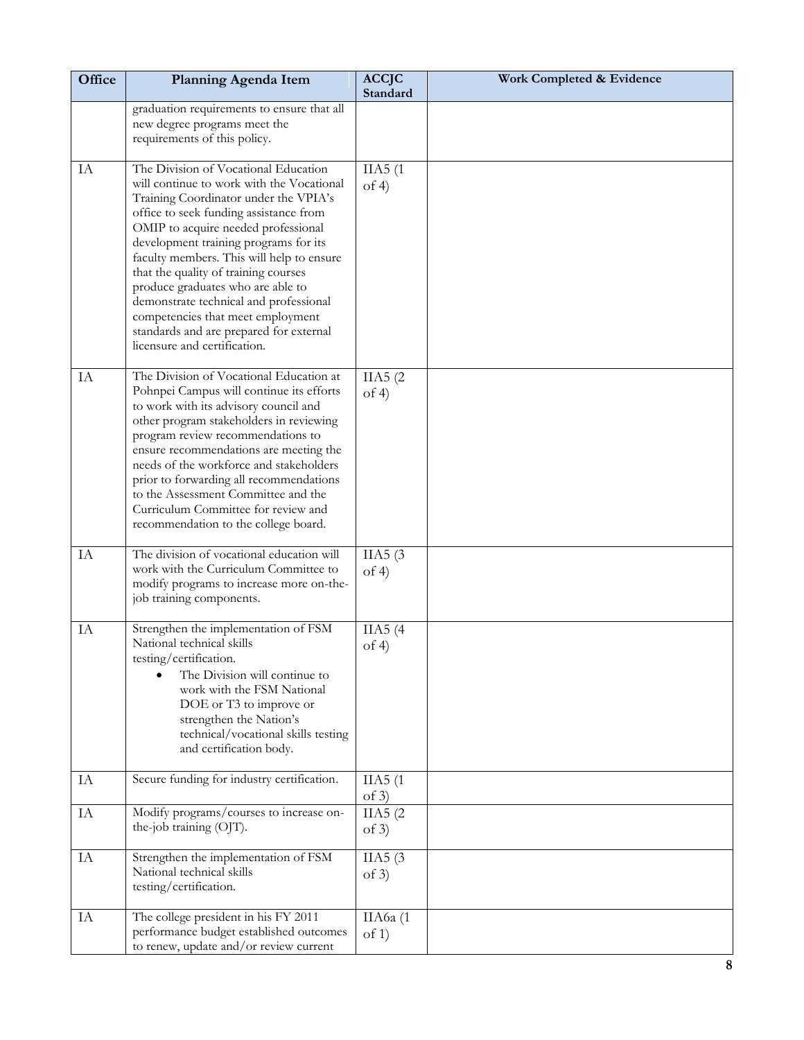| Office | Planning Agenda Item | ACCJC Standard | Work Completed & Evidence |
|---|---|---|---|
| | graduation requirements to ensure that all new degree programs meet the requirements of this policy. | | |
| IA | The Division of Vocational Education will continue to work with the Vocational Training Coordinator under the VPIA's office to seek funding assistance from OMIP to acquire needed professional development training programs for its faculty members. This will help to ensure that the quality of training courses produce graduates who are able to demonstrate technical and professional competencies that meet employment standards and are prepared for external licensure and certification. | IIA5 (1 of 4) | |
| IA | The Division of Vocational Education at Pohnpei Campus will continue its efforts to work with its advisory council and other program stakeholders in reviewing program review recommendations to ensure recommendations are meeting the needs of the workforce and stakeholders prior to forwarding all recommendations to the Assessment Committee and the Curriculum Committee for review and recommendation to the college board. | IIA5 (2 of 4) | |
| IA | The division of vocational education will work with the Curriculum Committee to modify programs to increase more on-the-job training components. | IIA5 (3 of 4) | |
| IA | Strengthen the implementation of FSM National technical skills testing/certification. <br>• The Division will continue to work with the FSM National DOE or T3 to improve or strengthen the Nation's technical/vocational skills testing and certification body. | IIA5 (4 of 4) | |
| IA | Secure funding for industry certification. | IIA5 (1 of 3) | |
| IA | Modify programs/courses to increase on-the-job training (OJT). | IIA5 (2 of 3) | |
| IA | Strengthen the implementation of FSM National technical skills testing/certification. | IIA5 (3 of 3) | |
| IA | The college president in his FY 2011 performance budget established outcomes to renew, update and/or review current | IIA6a (1 of 1) | |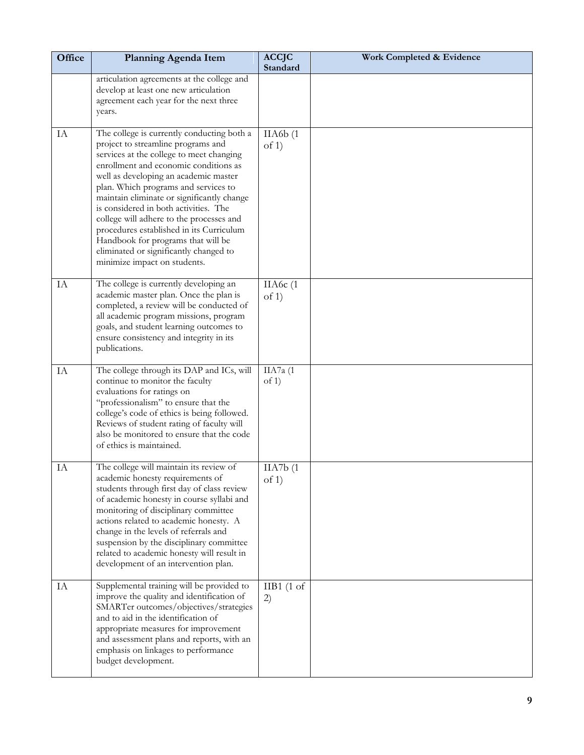| Office | Planning Agenda Item | ACCJC Standard | Work Completed & Evidence |
|---|---|---|---|
| | articulation agreements at the college and develop at least one new articulation agreement each year for the next three years. | | |
| IA | The college is currently conducting both a project to streamline programs and services at the college to meet changing enrollment and economic conditions as well as developing an academic master plan. Which programs and services to maintain eliminate or significantly change is considered in both activities. The college will adhere to the processes and procedures established in its Curriculum Handbook for programs that will be eliminated or significantly changed to minimize impact on students. | IIA6b (1 of 1) | |
| IA | The college is currently developing an academic master plan. Once the plan is completed, a review will be conducted of all academic program missions, program goals, and student learning outcomes to ensure consistency and integrity in its publications. | IIA6c (1 of 1) | |
| IA | The college through its DAP and ICs, will continue to monitor the faculty evaluations for ratings on "professionalism" to ensure that the college's code of ethics is being followed. Reviews of student rating of faculty will also be monitored to ensure that the code of ethics is maintained. | IIA7a (1 of 1) | |
| IA | The college will maintain its review of academic honesty requirements of students through first day of class review of academic honesty in course syllabi and monitoring of disciplinary committee actions related to academic honesty. A change in the levels of referrals and suspension by the disciplinary committee related to academic honesty will result in development of an intervention plan. | IIA7b (1 of 1) | |
| IA | Supplemental training will be provided to improve the quality and identification of SMARTer outcomes/objectives/strategies and to aid in the identification of appropriate measures for improvement and assessment plans and reports, with an emphasis on linkages to performance budget development. | IIB1 (1 of 2) | |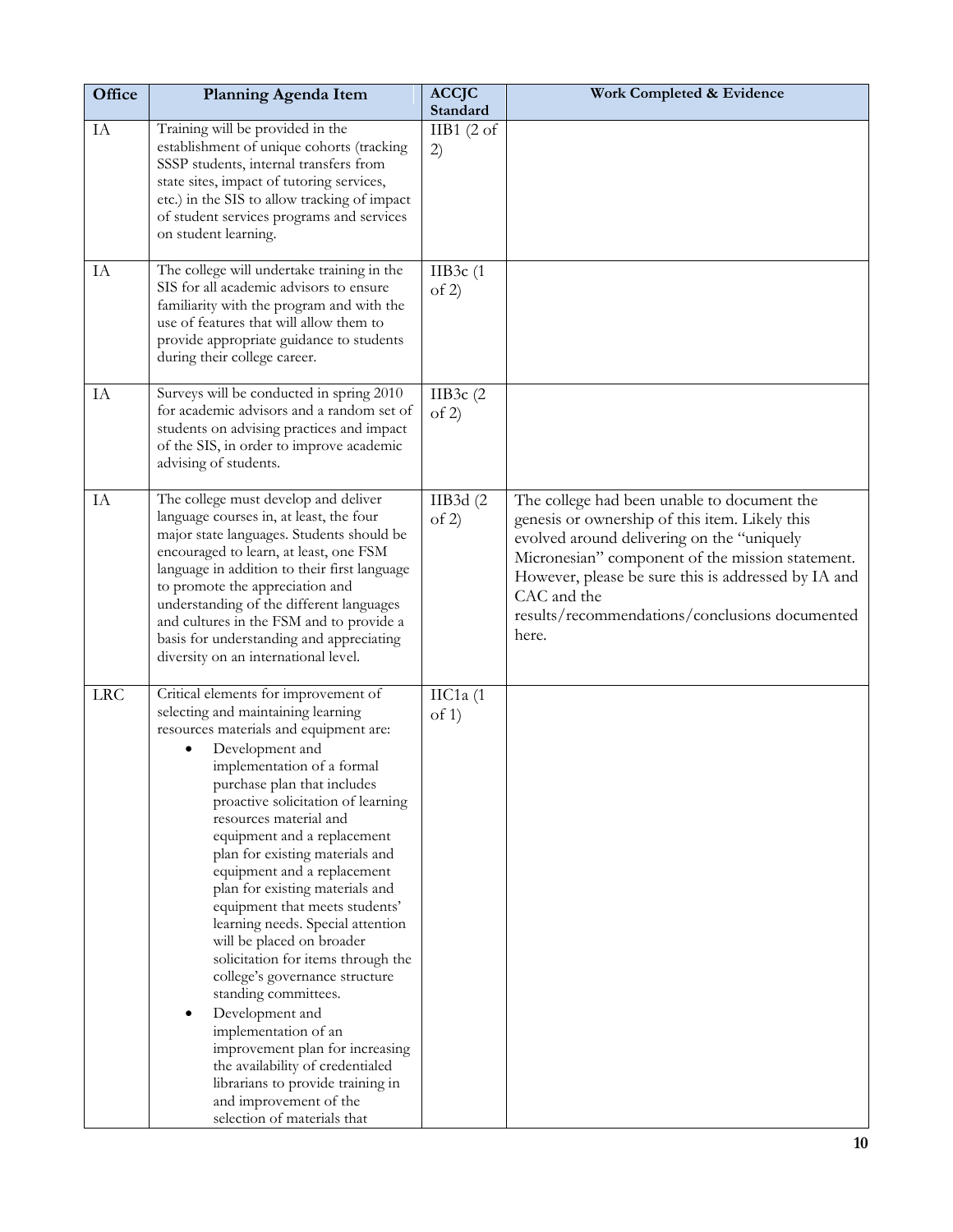| Office | Planning Agenda Item | ACCJC Standard | Work Completed & Evidence |
|---|---|---|---|
| IA | Training will be provided in the establishment of unique cohorts (tracking SSSP students, internal transfers from state sites, impact of tutoring services, etc.) in the SIS to allow tracking of impact of student services programs and services on student learning. | IIB1 (2 of 2) | |
| IA | The college will undertake training in the SIS for all academic advisors to ensure familiarity with the program and with the use of features that will allow them to provide appropriate guidance to students during their college career. | IIB3c (1 of 2) | |
| IA | Surveys will be conducted in spring 2010 for academic advisors and a random set of students on advising practices and impact of the SIS, in order to improve academic advising of students. | IIB3c (2 of 2) | |
| IA | The college must develop and deliver language courses in, at least, the four major state languages. Students should be encouraged to learn, at least, one FSM language in addition to their first language to promote the appreciation and understanding of the different languages and cultures in the FSM and to provide a basis for understanding and appreciating diversity on an international level. | IIB3d (2 of 2) | The college had been unable to document the genesis or ownership of this item. Likely this evolved around delivering on the "uniquely Micronesian" component of the mission statement. However, please be sure this is addressed by IA and CAC and the results/recommendations/conclusions documented here. |
| LRC | Critical elements for improvement of selecting and maintaining learning resources materials and equipment are:<br>• Development and implementation of a formal purchase plan that includes proactive solicitation of learning resources material and equipment and a replacement plan for existing materials and equipment and a replacement plan for existing materials and equipment that meets students' learning needs. Special attention will be placed on broader solicitation for items through the college's governance structure standing committees.<br>• Development and implementation of an improvement plan for increasing the availability of credentialed librarians to provide training in and improvement of the selection of materials that | IIC1a (1 of 1) | |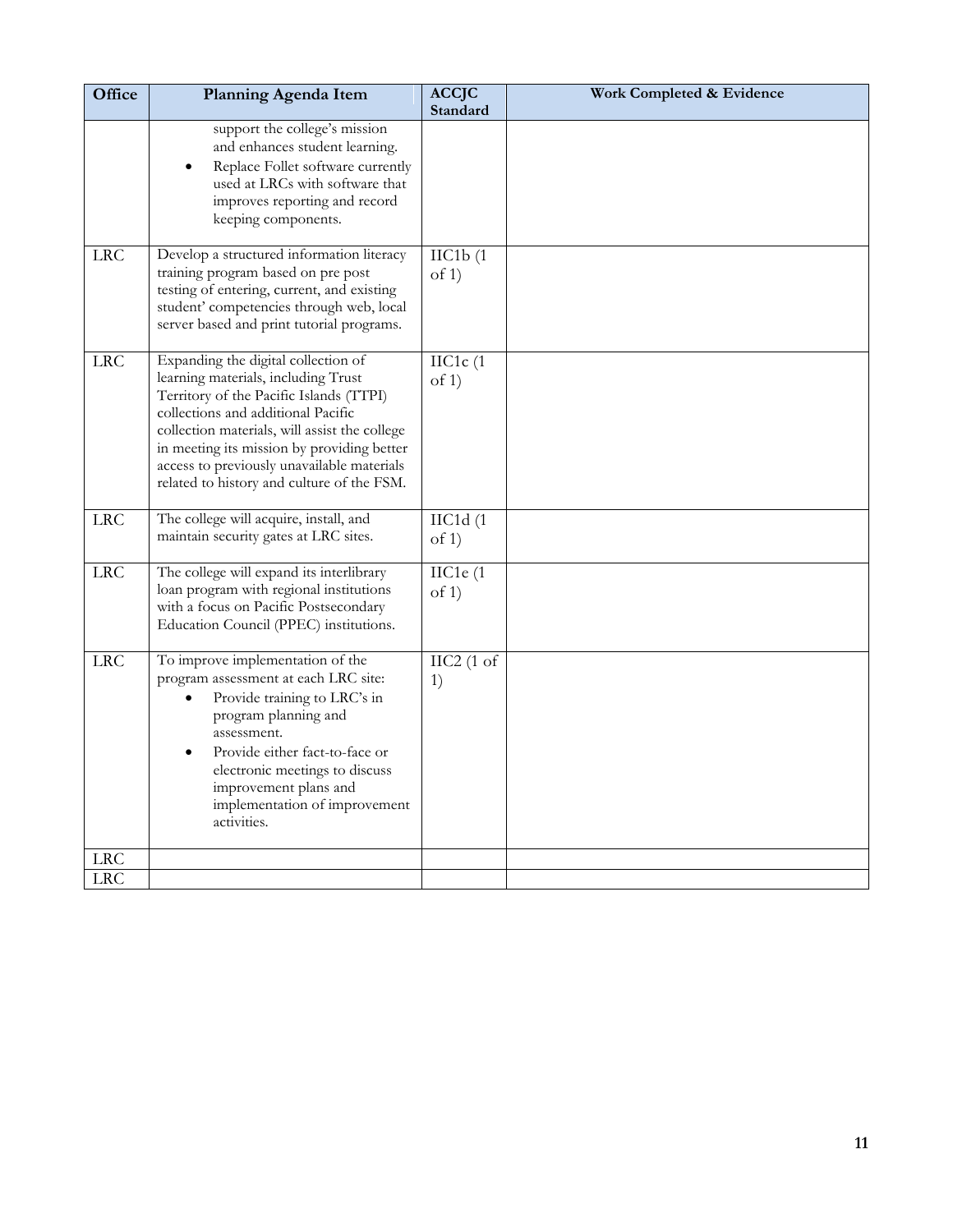| Office | Planning Agenda Item | ACCJC Standard | Work Completed & Evidence |
|---|---|---|---|
| | support the college's mission and enhances student learning.<br>• Replace Follet software currently used at LRCs with software that improves reporting and record keeping components. | | |
| LRC | Develop a structured information literacy training program based on pre post testing of entering, current, and existing student' competencies through web, local server based and print tutorial programs. | IIC1b (1 of 1) | |
| LRC | Expanding the digital collection of learning materials, including Trust Territory of the Pacific Islands (TTPI) collections and additional Pacific collection materials, will assist the college in meeting its mission by providing better access to previously unavailable materials related to history and culture of the FSM. | IIC1c (1 of 1) | |
| LRC | The college will acquire, install, and maintain security gates at LRC sites. | IIC1d (1 of 1) | |
| LRC | The college will expand its interlibrary loan program with regional institutions with a focus on Pacific Postsecondary Education Council (PPEC) institutions. | IIC1e (1 of 1) | |
| LRC | To improve implementation of the program assessment at each LRC site:<br>• Provide training to LRC's in program planning and assessment.<br>• Provide either fact-to-face or electronic meetings to discuss improvement plans and implementation of improvement activities. | IIC2 (1 of 1) | |
| LRC | | | |
| LRC | | | |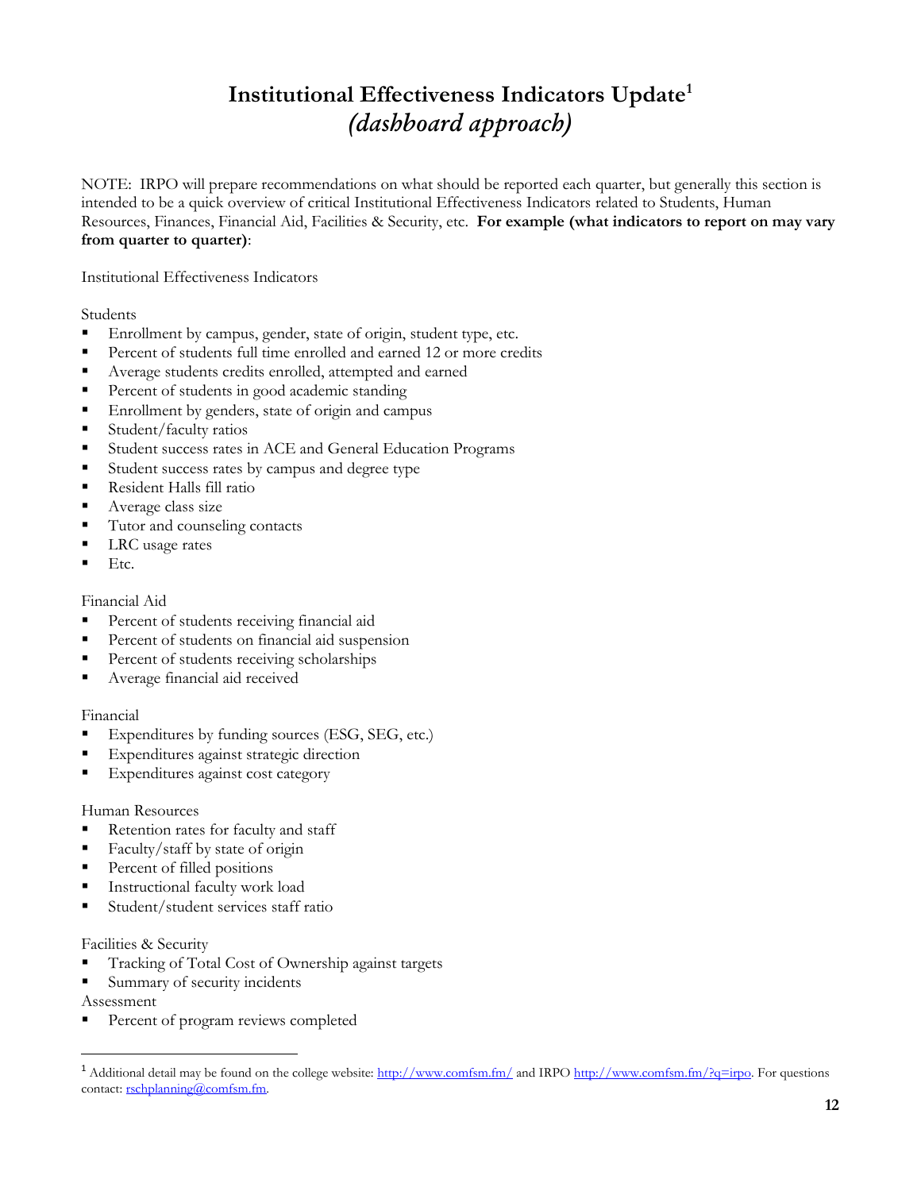# Institutional Effectiveness Indicators Update[1]

## *(dashboard approach)*

NOTE: IRPO will prepare recommendations on what should be reported each quarter, but generally this section is intended to be a quick overview of critical Institutional Effectiveness Indicators related to Students, Human Resources, Finances, Financial Aid, Facilities & Security, etc. **For example (what indicators to report on may vary from quarter to quarter)**:

Institutional Effectiveness Indicators

Students

- Enrollment by campus, gender, state of origin, student type, etc.
- Percent of students full time enrolled and earned 12 or more credits
- Average students credits enrolled, attempted and earned
- Percent of students in good academic standing
- Enrollment by genders, state of origin and campus
- Student/faculty ratios
- Student success rates in ACE and General Education Programs
- Student success rates by campus and degree type
- Resident Halls fill ratio
- Average class size
- Tutor and counseling contacts
- LRC usage rates
- Etc.

Financial Aid

- Percent of students receiving financial aid
- Percent of students on financial aid suspension
- Percent of students receiving scholarships
- Average financial aid received

Financial

- Expenditures by funding sources (ESG, SEG, etc.)
- Expenditures against strategic direction
- Expenditures against cost category

Human Resources

- Retention rates for faculty and staff
- Faculty/staff by state of origin
- Percent of filled positions
- Instructional faculty work load
- Student/student services staff ratio

Facilities & Security

- Tracking of Total Cost of Ownership against targets
- Summary of security incidents

Assessment

- Percent of program reviews completed

---

[1] Additional detail may be found on the college website: http://www.comfsm.fm/ and IRPO http://www.comfsm.fm/?q=irpo. For questions contact: rschplanning@comfsm.fm.